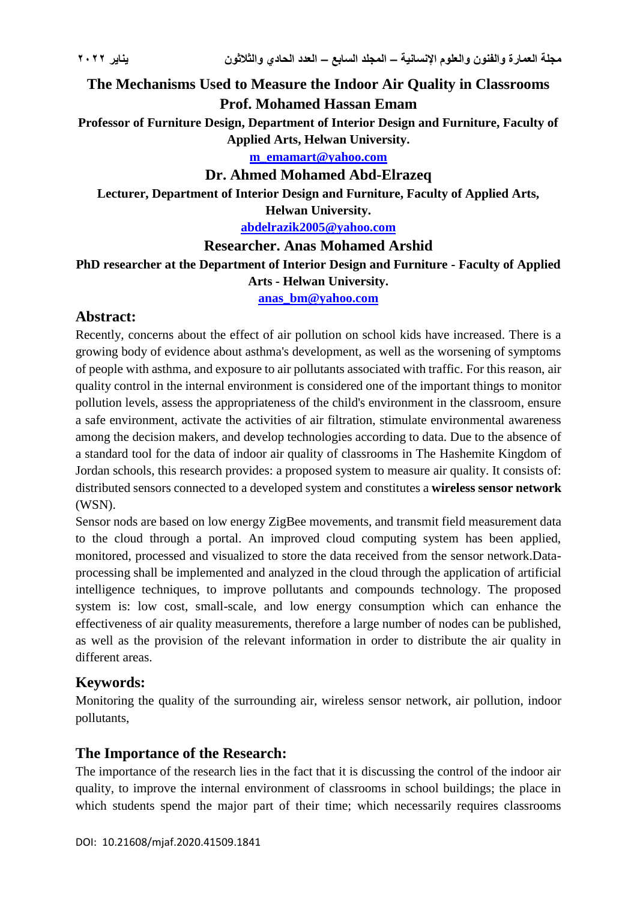# The Mechanisms Used to Measure the Indoor Air Quality in Classrooms

## Prof. Mohamed Hassan Emam

**Professor of Furniture Design, Department of Interior Design and Furniture, Faculty of Applied Arts, Helwan University.**

m_emamart@yahoo.com

## Dr. Ahmed Mohamed Abd-Elrazeq

**Lecturer, Department of Interior Design and Furniture, Faculty of Applied Arts, Helwan University.**

abdelrazik2005@yahoo.com

## Researcher. Anas Mohamed Arshid

**PhD researcher at the Department of Interior Design and Furniture - Faculty of Applied Arts - Helwan University.**

anas_bm@yahoo.com

## Abstract:

Recently, concerns about the effect of air pollution on school kids have increased. There is a growing body of evidence about asthma's development, as well as the worsening of symptoms of people with asthma, and exposure to air pollutants associated with traffic. For this reason, air quality control in the internal environment is considered one of the important things to monitor pollution levels, assess the appropriateness of the child's environment in the classroom, ensure a safe environment, activate the activities of air filtration, stimulate environmental awareness among the decision makers, and develop technologies according to data. Due to the absence of a standard tool for the data of indoor air quality of classrooms in The Hashemite Kingdom of Jordan schools, this research provides: a proposed system to measure air quality. It consists of: distributed sensors connected to a developed system and constitutes a **wireless sensor network** (WSN).

Sensor nods are based on low energy ZigBee movements, and transmit field measurement data to the cloud through a portal. An improved cloud computing system has been applied, monitored, processed and visualized to store the data received from the sensor network.Data-processing shall be implemented and analyzed in the cloud through the application of artificial intelligence techniques, to improve pollutants and compounds technology. The proposed system is: low cost, small-scale, and low energy consumption which can enhance the effectiveness of air quality measurements, therefore a large number of nodes can be published, as well as the provision of the relevant information in order to distribute the air quality in different areas.

## Keywords:

Monitoring the quality of the surrounding air, wireless sensor network, air pollution, indoor pollutants,

## The Importance of the Research:

The importance of the research lies in the fact that it is discussing the control of the indoor air quality, to improve the internal environment of classrooms in school buildings; the place in which students spend the major part of their time; which necessarily requires classrooms

DOI: 10.21608/mjaf.2020.41509.1841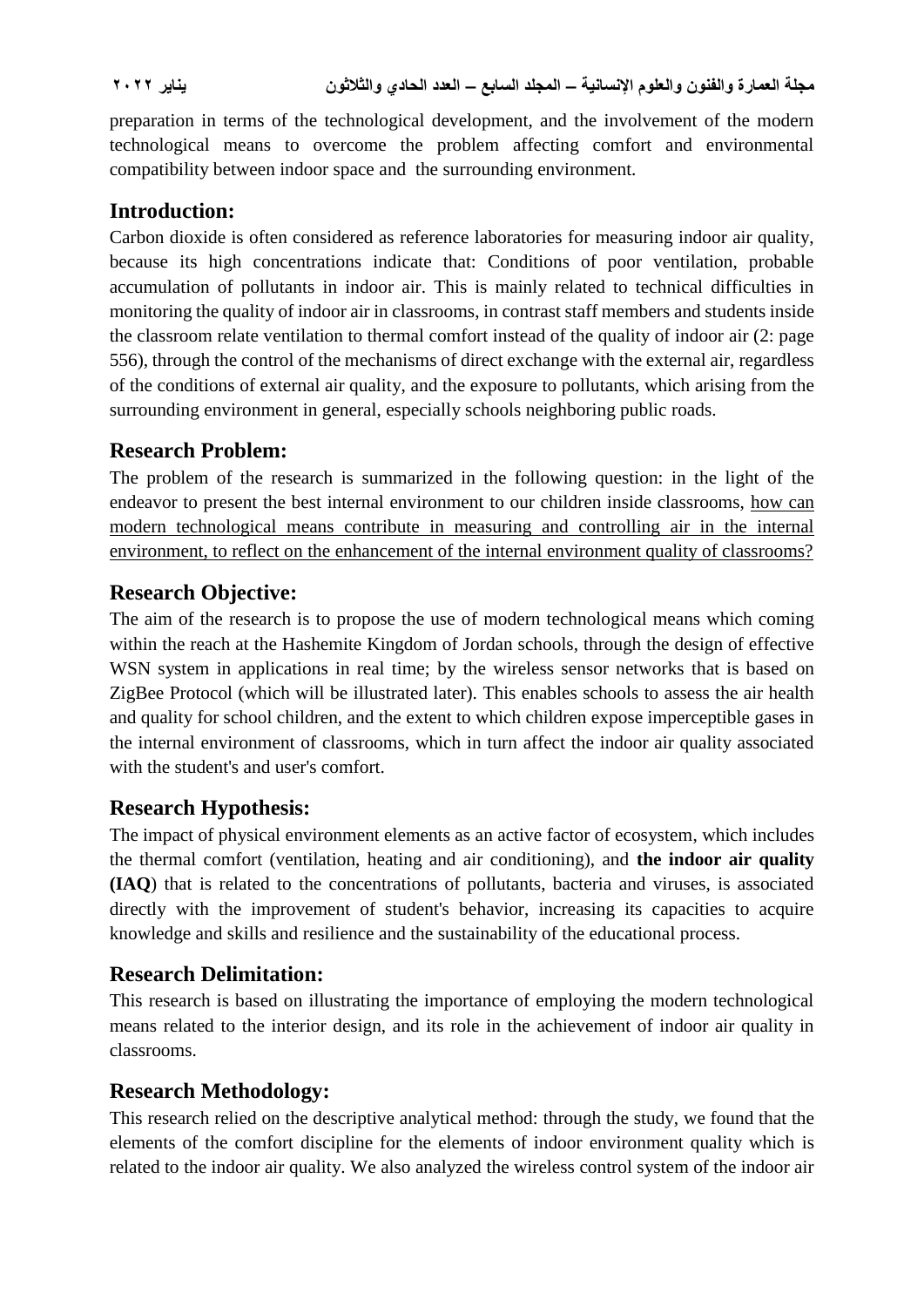preparation in terms of the technological development, and the involvement of the modern technological means to overcome the problem affecting comfort and environmental compatibility between indoor space and the surrounding environment.

## Introduction:

Carbon dioxide is often considered as reference laboratories for measuring indoor air quality, because its high concentrations indicate that: Conditions of poor ventilation, probable accumulation of pollutants in indoor air. This is mainly related to technical difficulties in monitoring the quality of indoor air in classrooms, in contrast staff members and students inside the classroom relate ventilation to thermal comfort instead of the quality of indoor air (2: page 556), through the control of the mechanisms of direct exchange with the external air, regardless of the conditions of external air quality, and the exposure to pollutants, which arising from the surrounding environment in general, especially schools neighboring public roads.

## Research Problem:

The problem of the research is summarized in the following question: in the light of the endeavor to present the best internal environment to our children inside classrooms, <u>how can modern technological means contribute in measuring and controlling air in the internal environment, to reflect on the enhancement of the internal environment quality of classrooms?</u>

## Research Objective:

The aim of the research is to propose the use of modern technological means which coming within the reach at the Hashemite Kingdom of Jordan schools, through the design of effective WSN system in applications in real time; by the wireless sensor networks that is based on ZigBee Protocol (which will be illustrated later). This enables schools to assess the air health and quality for school children, and the extent to which children expose imperceptible gases in the internal environment of classrooms, which in turn affect the indoor air quality associated with the student's and user's comfort.

## Research Hypothesis:

The impact of physical environment elements as an active factor of ecosystem, which includes the thermal comfort (ventilation, heating and air conditioning), and **the indoor air quality (IAQ**) that is related to the concentrations of pollutants, bacteria and viruses, is associated directly with the improvement of student's behavior, increasing its capacities to acquire knowledge and skills and resilience and the sustainability of the educational process.

## Research Delimitation:

This research is based on illustrating the importance of employing the modern technological means related to the interior design, and its role in the achievement of indoor air quality in classrooms.

## Research Methodology:

This research relied on the descriptive analytical method: through the study, we found that the elements of the comfort discipline for the elements of indoor environment quality which is related to the indoor air quality. We also analyzed the wireless control system of the indoor air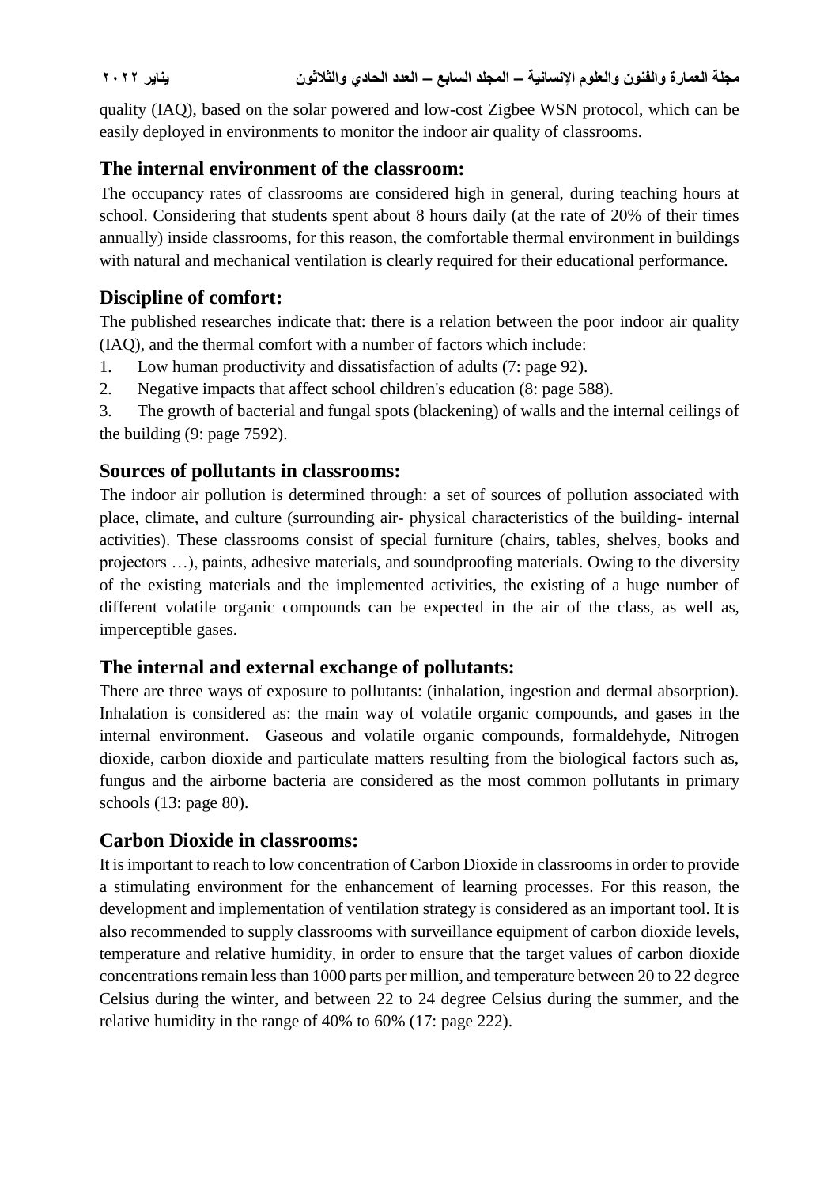quality (IAQ), based on the solar powered and low-cost Zigbee WSN protocol, which can be easily deployed in environments to monitor the indoor air quality of classrooms.

## The internal environment of the classroom:

The occupancy rates of classrooms are considered high in general, during teaching hours at school. Considering that students spent about 8 hours daily (at the rate of 20% of their times annually) inside classrooms, for this reason, the comfortable thermal environment in buildings with natural and mechanical ventilation is clearly required for their educational performance.

## Discipline of comfort:

The published researches indicate that: there is a relation between the poor indoor air quality (IAQ), and the thermal comfort with a number of factors which include:

1. Low human productivity and dissatisfaction of adults (7: page 92).
2. Negative impacts that affect school children's education (8: page 588).
3. The growth of bacterial and fungal spots (blackening) of walls and the internal ceilings of the building (9: page 7592).

## Sources of pollutants in classrooms:

The indoor air pollution is determined through: a set of sources of pollution associated with place, climate, and culture (surrounding air- physical characteristics of the building- internal activities). These classrooms consist of special furniture (chairs, tables, shelves, books and projectors …), paints, adhesive materials, and soundproofing materials. Owing to the diversity of the existing materials and the implemented activities, the existing of a huge number of different volatile organic compounds can be expected in the air of the class, as well as, imperceptible gases.

## The internal and external exchange of pollutants:

There are three ways of exposure to pollutants: (inhalation, ingestion and dermal absorption). Inhalation is considered as: the main way of volatile organic compounds, and gases in the internal environment. Gaseous and volatile organic compounds, formaldehyde, Nitrogen dioxide, carbon dioxide and particulate matters resulting from the biological factors such as, fungus and the airborne bacteria are considered as the most common pollutants in primary schools (13: page 80).

## Carbon Dioxide in classrooms:

It is important to reach to low concentration of Carbon Dioxide in classrooms in order to provide a stimulating environment for the enhancement of learning processes. For this reason, the development and implementation of ventilation strategy is considered as an important tool. It is also recommended to supply classrooms with surveillance equipment of carbon dioxide levels, temperature and relative humidity, in order to ensure that the target values of carbon dioxide concentrations remain less than 1000 parts per million, and temperature between 20 to 22 degree Celsius during the winter, and between 22 to 24 degree Celsius during the summer, and the relative humidity in the range of 40% to 60% (17: page 222).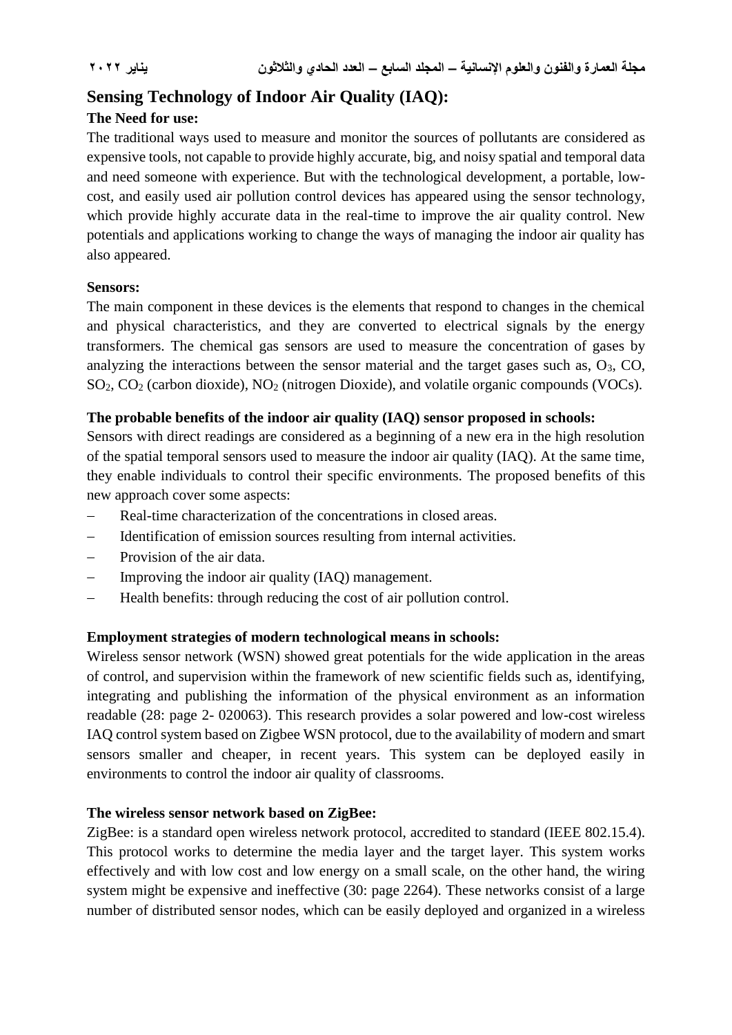## Sensing Technology of Indoor Air Quality (IAQ):

### The Need for use:

The traditional ways used to measure and monitor the sources of pollutants are considered as expensive tools, not capable to provide highly accurate, big, and noisy spatial and temporal data and need someone with experience. But with the technological development, a portable, low-cost, and easily used air pollution control devices has appeared using the sensor technology, which provide highly accurate data in the real-time to improve the air quality control. New potentials and applications working to change the ways of managing the indoor air quality has also appeared.

### Sensors:

The main component in these devices is the elements that respond to changes in the chemical and physical characteristics, and they are converted to electrical signals by the energy transformers. The chemical gas sensors are used to measure the concentration of gases by analyzing the interactions between the sensor material and the target gases such as, $O_3$, CO, $SO_2$, $CO_2$ (carbon dioxide), $NO_2$ (nitrogen Dioxide), and volatile organic compounds (VOCs).

### The probable benefits of the indoor air quality (IAQ) sensor proposed in schools:

Sensors with direct readings are considered as a beginning of a new era in the high resolution of the spatial temporal sensors used to measure the indoor air quality (IAQ). At the same time, they enable individuals to control their specific environments. The proposed benefits of this new approach cover some aspects:

- Real-time characterization of the concentrations in closed areas.
- Identification of emission sources resulting from internal activities.
- Provision of the air data.
- Improving the indoor air quality (IAQ) management.
- Health benefits: through reducing the cost of air pollution control.

### Employment strategies of modern technological means in schools:

Wireless sensor network (WSN) showed great potentials for the wide application in the areas of control, and supervision within the framework of new scientific fields such as, identifying, integrating and publishing the information of the physical environment as an information readable (28: page 2- 020063). This research provides a solar powered and low-cost wireless IAQ control system based on Zigbee WSN protocol, due to the availability of modern and smart sensors smaller and cheaper, in recent years. This system can be deployed easily in environments to control the indoor air quality of classrooms.

### The wireless sensor network based on ZigBee:

ZigBee: is a standard open wireless network protocol, accredited to standard (IEEE 802.15.4). This protocol works to determine the media layer and the target layer. This system works effectively and with low cost and low energy on a small scale, on the other hand, the wiring system might be expensive and ineffective (30: page 2264). These networks consist of a large number of distributed sensor nodes, which can be easily deployed and organized in a wireless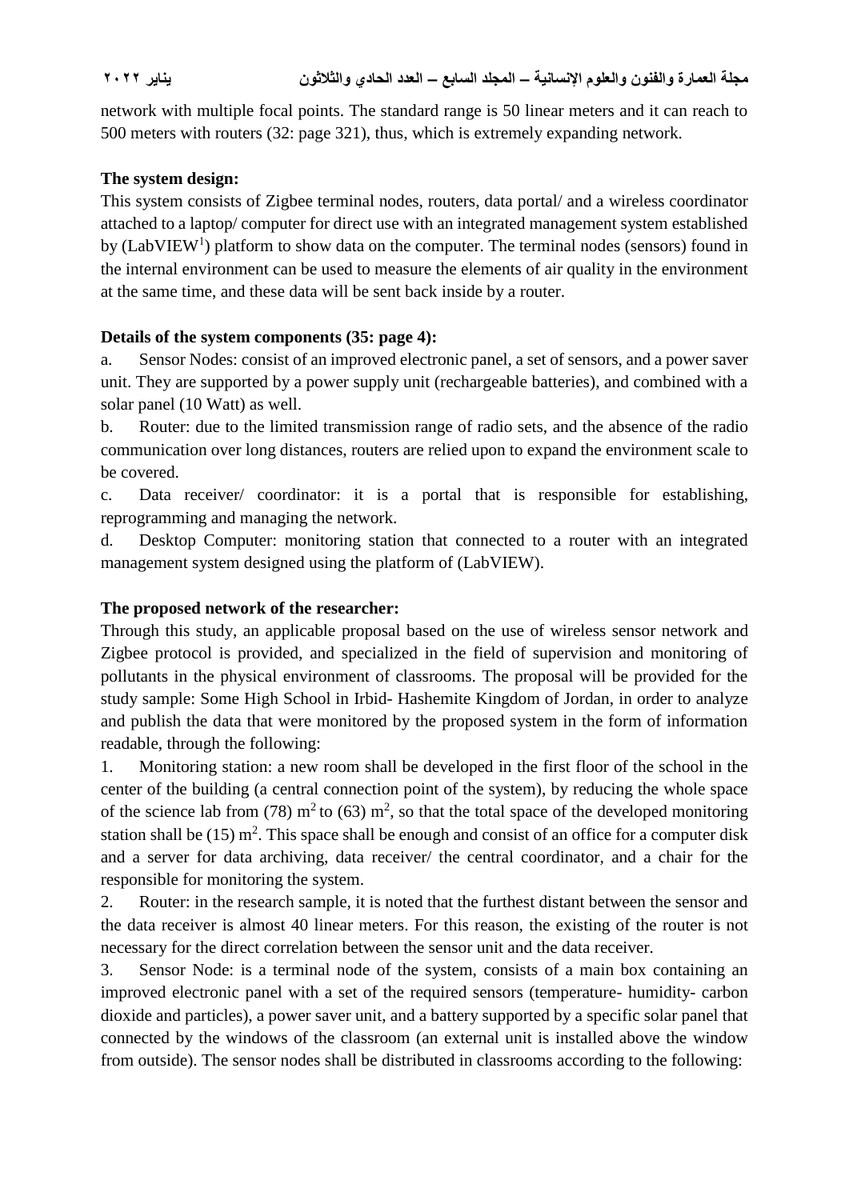network with multiple focal points. The standard range is 50 linear meters and it can reach to 500 meters with routers (32: page 321), thus, which is extremely expanding network.

**The system design:**

This system consists of Zigbee terminal nodes, routers, data portal/ and a wireless coordinator attached to a laptop/ computer for direct use with an integrated management system established by (LabVIEW[1]) platform to show data on the computer. The terminal nodes (sensors) found in the internal environment can be used to measure the elements of air quality in the environment at the same time, and these data will be sent back inside by a router.

**Details of the system components (35: page 4):**

a. Sensor Nodes: consist of an improved electronic panel, a set of sensors, and a power saver unit. They are supported by a power supply unit (rechargeable batteries), and combined with a solar panel (10 Watt) as well.

b. Router: due to the limited transmission range of radio sets, and the absence of the radio communication over long distances, routers are relied upon to expand the environment scale to be covered.

c. Data receiver/ coordinator: it is a portal that is responsible for establishing, reprogramming and managing the network.

d. Desktop Computer: monitoring station that connected to a router with an integrated management system designed using the platform of (LabVIEW).

**The proposed network of the researcher:**

Through this study, an applicable proposal based on the use of wireless sensor network and Zigbee protocol is provided, and specialized in the field of supervision and monitoring of pollutants in the physical environment of classrooms. The proposal will be provided for the study sample: Some High School in Irbid- Hashemite Kingdom of Jordan, in order to analyze and publish the data that were monitored by the proposed system in the form of information readable, through the following:

1. Monitoring station: a new room shall be developed in the first floor of the school in the center of the building (a central connection point of the system), by reducing the whole space of the science lab from (78) $m^2$ to (63) $m^2$, so that the total space of the developed monitoring station shall be (15) $m^2$. This space shall be enough and consist of an office for a computer disk and a server for data archiving, data receiver/ the central coordinator, and a chair for the responsible for monitoring the system.
2. Router: in the research sample, it is noted that the furthest distant between the sensor and the data receiver is almost 40 linear meters. For this reason, the existing of the router is not necessary for the direct correlation between the sensor unit and the data receiver.
3. Sensor Node: is a terminal node of the system, consists of a main box containing an improved electronic panel with a set of the required sensors (temperature- humidity- carbon dioxide and particles), a power saver unit, and a battery supported by a specific solar panel that connected by the windows of the classroom (an external unit is installed above the window from outside). The sensor nodes shall be distributed in classrooms according to the following: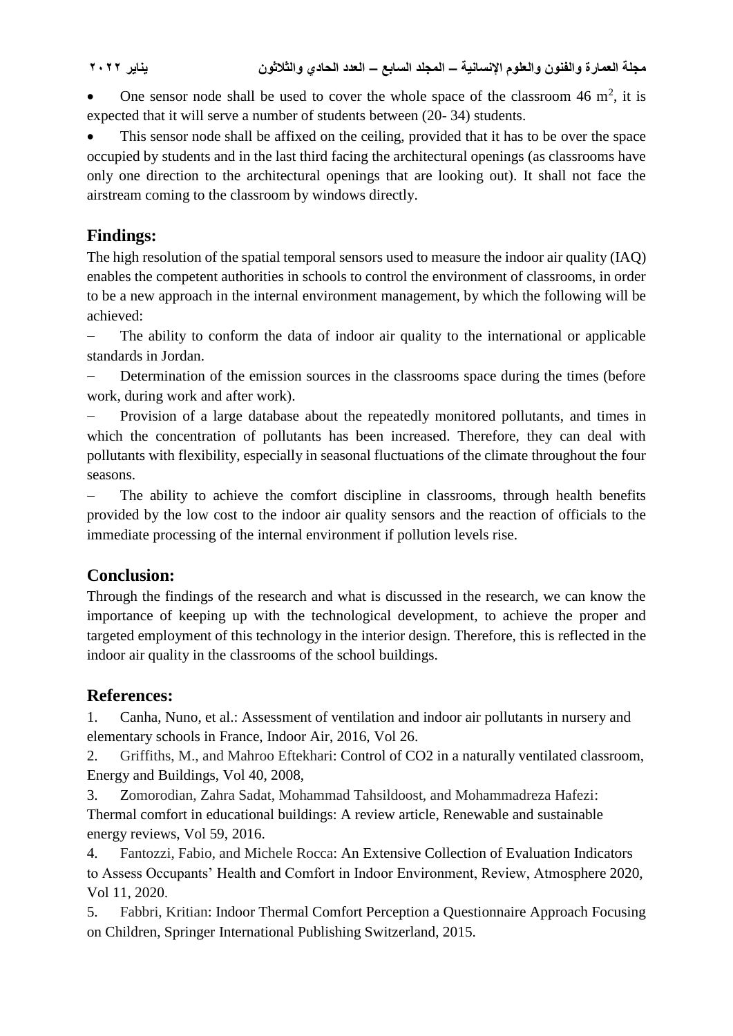- One sensor node shall be used to cover the whole space of the classroom 46 $m^2$, it is expected that it will serve a number of students between (20- 34) students.
- This sensor node shall be affixed on the ceiling, provided that it has to be over the space occupied by students and in the last third facing the architectural openings (as classrooms have only one direction to the architectural openings that are looking out). It shall not face the airstream coming to the classroom by windows directly.

## Findings:

The high resolution of the spatial temporal sensors used to measure the indoor air quality (IAQ) enables the competent authorities in schools to control the environment of classrooms, in order to be a new approach in the internal environment management, by which the following will be achieved:

- The ability to conform the data of indoor air quality to the international or applicable standards in Jordan.
- Determination of the emission sources in the classrooms space during the times (before work, during work and after work).
- Provision of a large database about the repeatedly monitored pollutants, and times in which the concentration of pollutants has been increased. Therefore, they can deal with pollutants with flexibility, especially in seasonal fluctuations of the climate throughout the four seasons.
- The ability to achieve the comfort discipline in classrooms, through health benefits provided by the low cost to the indoor air quality sensors and the reaction of officials to the immediate processing of the internal environment if pollution levels rise.

## Conclusion:

Through the findings of the research and what is discussed in the research, we can know the importance of keeping up with the technological development, to achieve the proper and targeted employment of this technology in the interior design. Therefore, this is reflected in the indoor air quality in the classrooms of the school buildings.

## References:

1. Canha, Nuno, et al.: Assessment of ventilation and indoor air pollutants in nursery and elementary schools in France, Indoor Air, 2016, Vol 26.
2. Griffiths, M., and Mahroo Eftekhari: Control of CO2 in a naturally ventilated classroom, Energy and Buildings, Vol 40, 2008,
3. Zomorodian, Zahra Sadat, Mohammad Tahsildoost, and Mohammadreza Hafezi: Thermal comfort in educational buildings: A review article, Renewable and sustainable energy reviews, Vol 59, 2016.
4. Fantozzi, Fabio, and Michele Rocca: An Extensive Collection of Evaluation Indicators to Assess Occupants' Health and Comfort in Indoor Environment, Review, Atmosphere 2020, Vol 11, 2020.
5. Fabbri, Kritian: Indoor Thermal Comfort Perception a Questionnaire Approach Focusing on Children, Springer International Publishing Switzerland, 2015.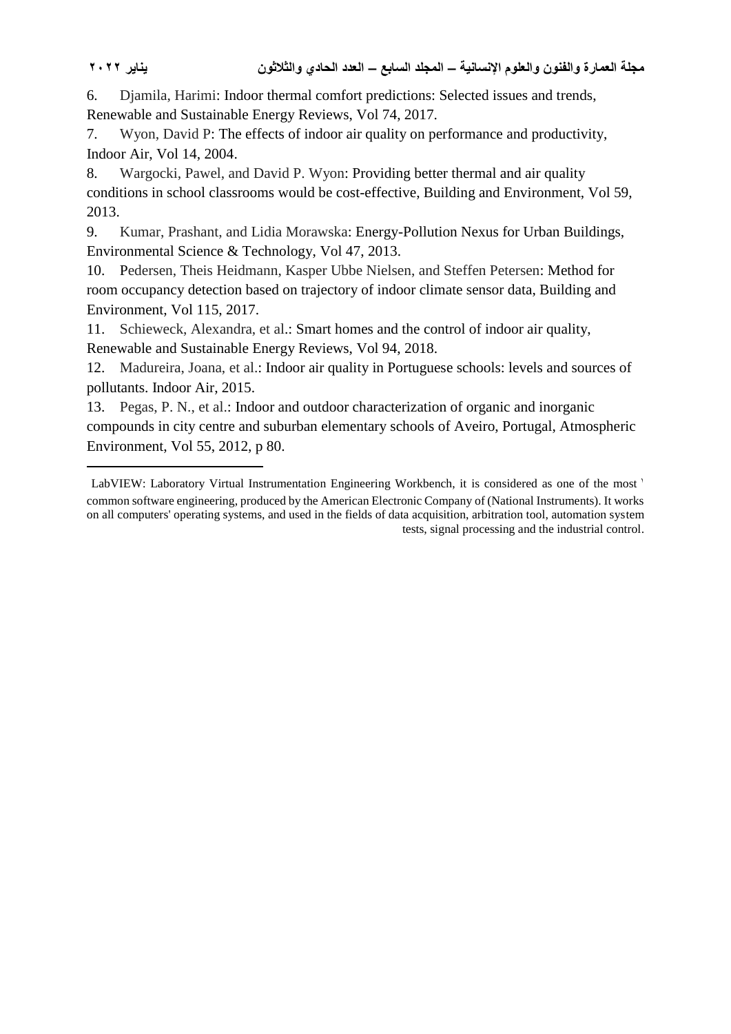6. Djamila, Harimi: Indoor thermal comfort predictions: Selected issues and trends, Renewable and Sustainable Energy Reviews, Vol 74, 2017.
7. Wyon, David P: The effects of indoor air quality on performance and productivity, Indoor Air, Vol 14, 2004.
8. Wargocki, Pawel, and David P. Wyon: Providing better thermal and air quality conditions in school classrooms would be cost-effective, Building and Environment, Vol 59, 2013.
9. Kumar, Prashant, and Lidia Morawska: Energy-Pollution Nexus for Urban Buildings, Environmental Science & Technology, Vol 47, 2013.
10. Pedersen, Theis Heidmann, Kasper Ubbe Nielsen, and Steffen Petersen: Method for room occupancy detection based on trajectory of indoor climate sensor data, Building and Environment, Vol 115, 2017.
11. Schieweck, Alexandra, et al.: Smart homes and the control of indoor air quality, Renewable and Sustainable Energy Reviews, Vol 94, 2018.
12. Madureira, Joana, et al.: Indoor air quality in Portuguese schools: levels and sources of pollutants. Indoor Air, 2015.
13. Pegas, P. N., et al.: Indoor and outdoor characterization of organic and inorganic compounds in city centre and suburban elementary schools of Aveiro, Portugal, Atmospheric Environment, Vol 55, 2012, p 80.

---

[1] LabVIEW: Laboratory Virtual Instrumentation Engineering Workbench, it is considered as one of the most common software engineering, produced by the American Electronic Company of (National Instruments). It works on all computers' operating systems, and used in the fields of data acquisition, arbitration tool, automation system tests, signal processing and the industrial control.